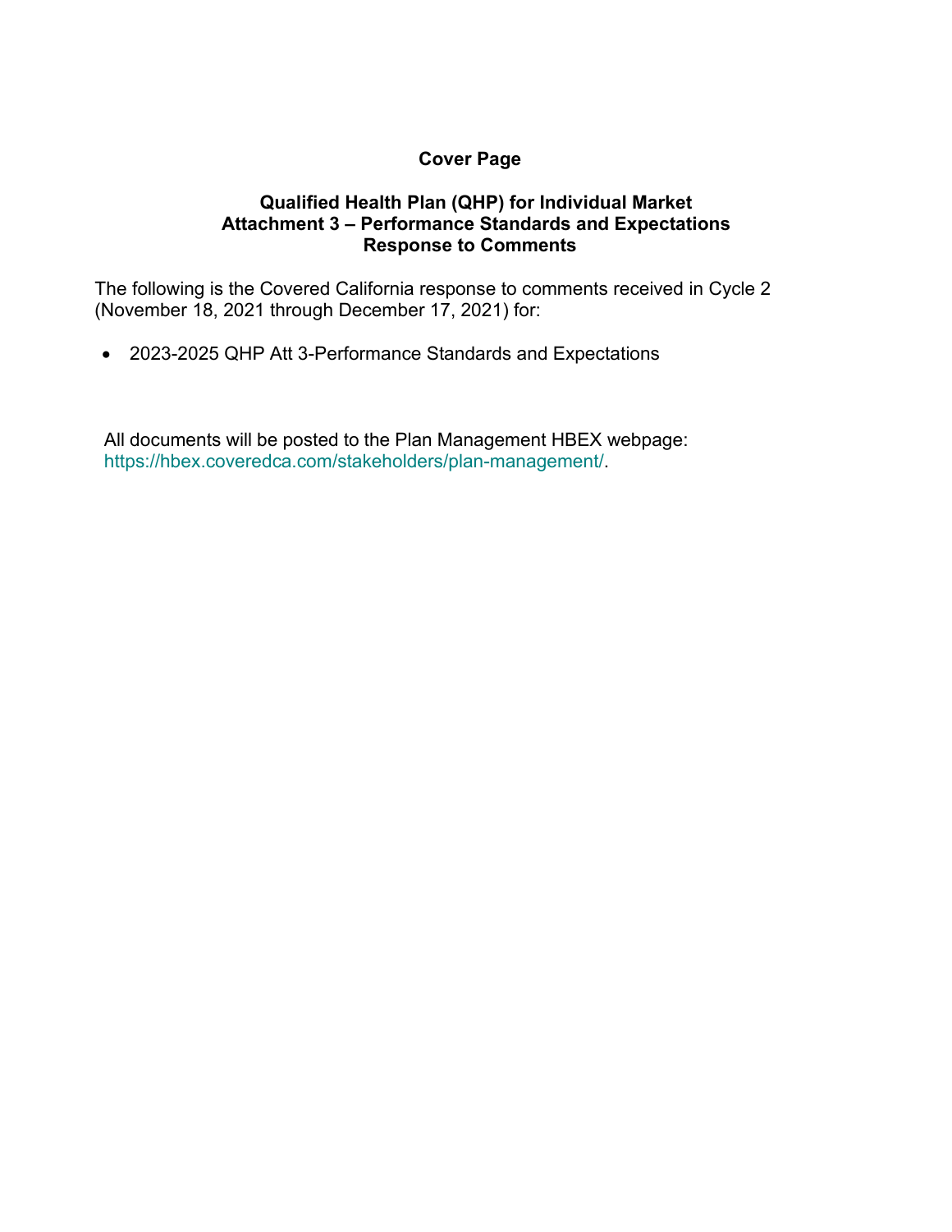# Cover Page

## Qualified Health Plan (QHP) for Individual Market
## Attachment 3 – Performance Standards and Expectations
## Response to Comments

The following is the Covered California response to comments received in Cycle 2 (November 18, 2021 through December 17, 2021) for:

- 2023-2025 QHP Att 3-Performance Standards and Expectations

All documents will be posted to the Plan Management HBEX webpage: https://hbex.coveredca.com/stakeholders/plan-management/.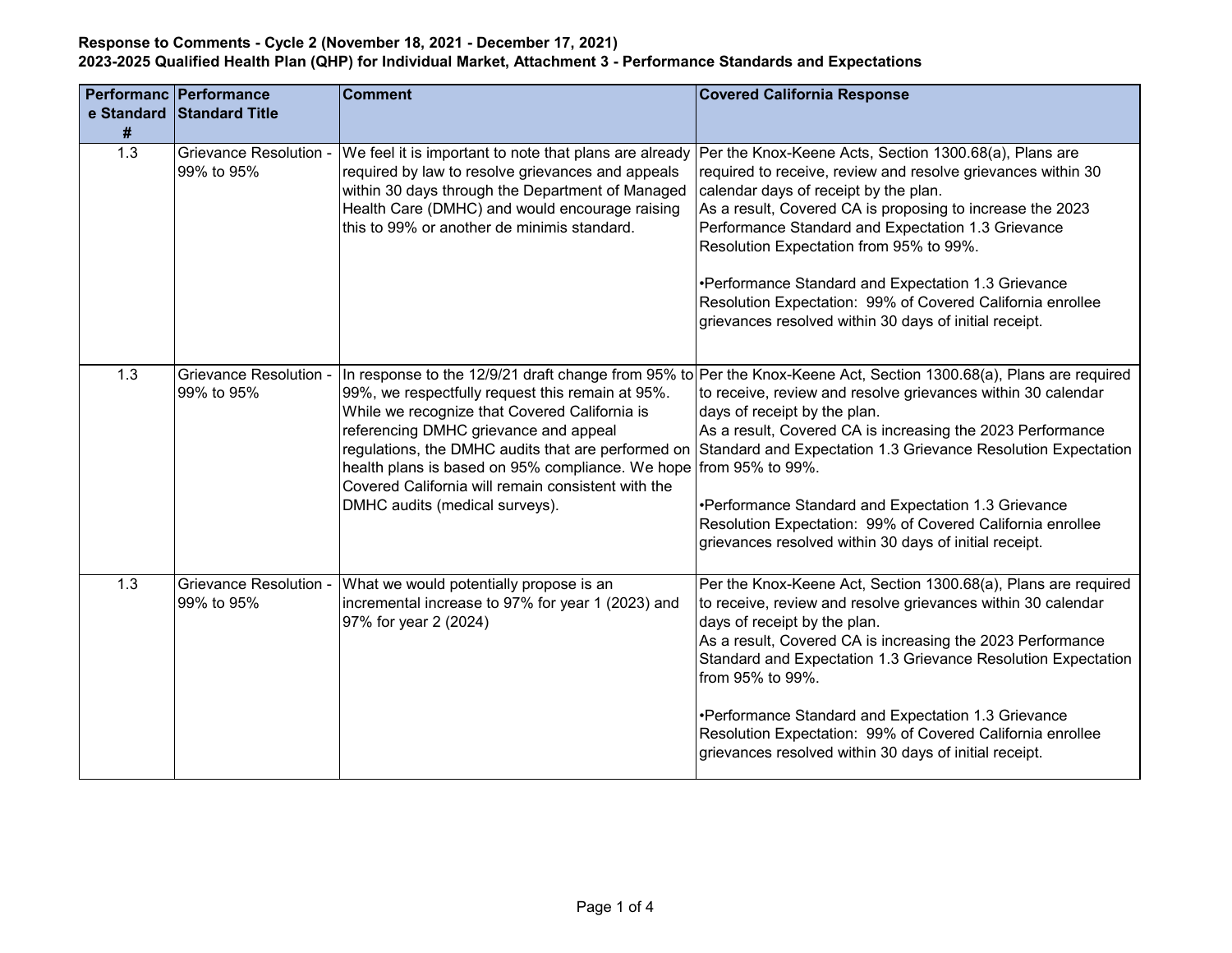**Response to Comments - Cycle 2 (November 18, 2021 - December 17, 2021)**
**2023-2025 Qualified Health Plan (QHP) for Individual Market, Attachment 3 - Performance Standards and Expectations**

| Performance Standard # | Performance Standard Title | Comment | Covered California Response |
|---|---|---|---|
| 1.3 | Grievance Resolution - 99% to 95% | We feel it is important to note that plans are already required by law to resolve grievances and appeals within 30 days through the Department of Managed Health Care (DMHC) and would encourage raising this to 99% or another de minimis standard. | Per the Knox-Keene Acts, Section 1300.68(a), Plans are required to receive, review and resolve grievances within 30 calendar days of receipt by the plan.<br>As a result, Covered CA is proposing to increase the 2023 Performance Standard and Expectation 1.3 Grievance Resolution Expectation from 95% to 99%.<br><br>•Performance Standard and Expectation 1.3 Grievance Resolution Expectation: 99% of Covered California enrollee grievances resolved within 30 days of initial receipt. |
| 1.3 | Grievance Resolution - 99% to 95% | In response to the 12/9/21 draft change from 95% to 99%, we respectfully request this remain at 95%. While we recognize that Covered California is referencing DMHC grievance and appeal regulations, the DMHC audits that are performed on health plans is based on 95% compliance. We hope Covered California will remain consistent with the DMHC audits (medical surveys). | Per the Knox-Keene Act, Section 1300.68(a), Plans are required to receive, review and resolve grievances within 30 calendar days of receipt by the plan.<br>As a result, Covered CA is increasing the 2023 Performance Standard and Expectation 1.3 Grievance Resolution Expectation from 95% to 99%.<br><br>•Performance Standard and Expectation 1.3 Grievance Resolution Expectation: 99% of Covered California enrollee grievances resolved within 30 days of initial receipt. |
| 1.3 | Grievance Resolution - 99% to 95% | What we would potentially propose is an incremental increase to 97% for year 1 (2023) and 97% for year 2 (2024) | Per the Knox-Keene Act, Section 1300.68(a), Plans are required to receive, review and resolve grievances within 30 calendar days of receipt by the plan.<br>As a result, Covered CA is increasing the 2023 Performance Standard and Expectation 1.3 Grievance Resolution Expectation from 95% to 99%.<br><br>•Performance Standard and Expectation 1.3 Grievance Resolution Expectation: 99% of Covered California enrollee grievances resolved within 30 days of initial receipt. |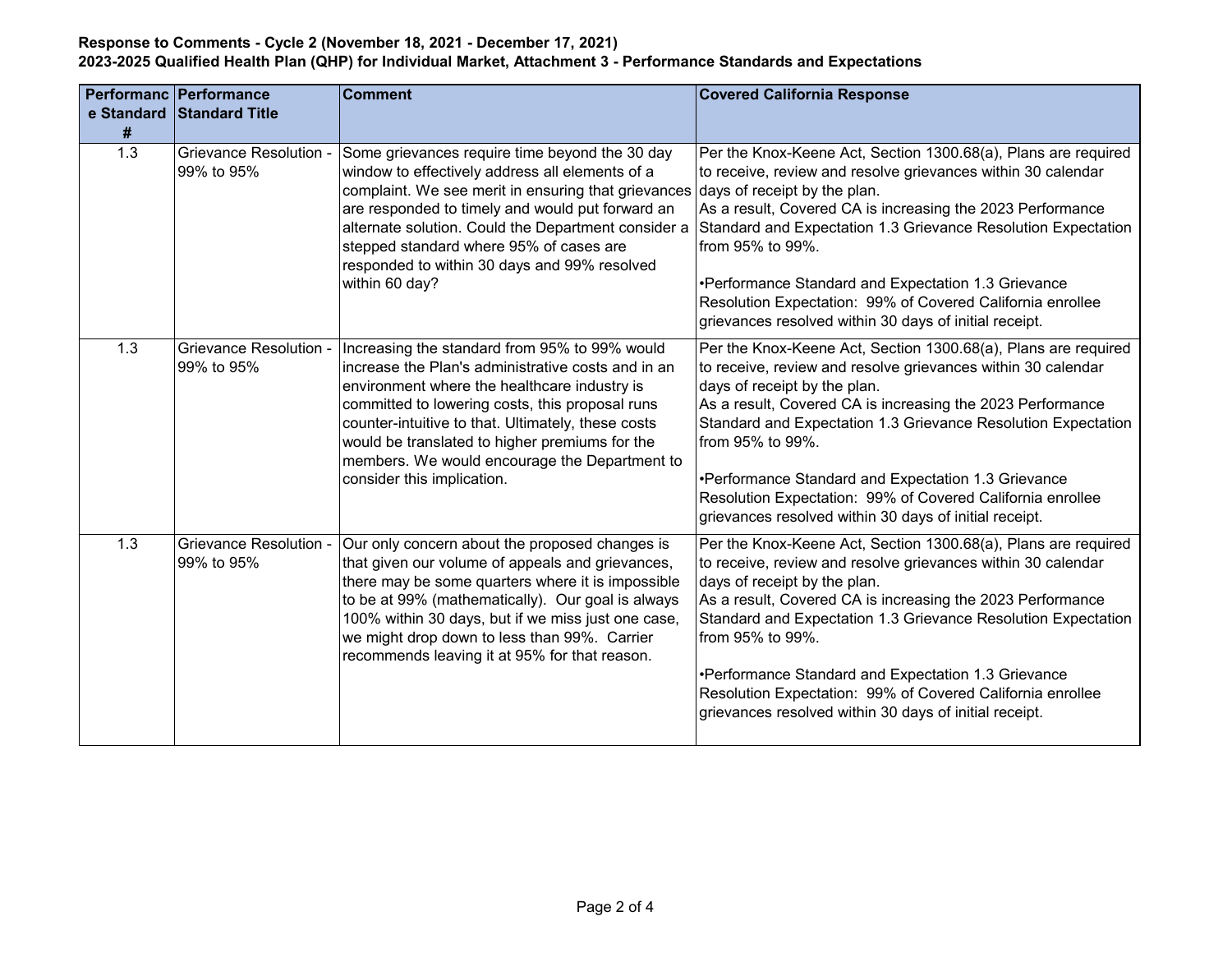**Response to Comments - Cycle 2 (November 18, 2021 - December 17, 2021)**
**2023-2025 Qualified Health Plan (QHP) for Individual Market, Attachment 3 - Performance Standards and Expectations**

| Performance Standard # | Performance Standard Title | Comment | Covered California Response |
|---|---|---|---|
| 1.3 | Grievance Resolution - 99% to 95% | Some grievances require time beyond the 30 day window to effectively address all elements of a complaint. We see merit in ensuring that grievances are responded to timely and would put forward an alternate solution. Could the Department consider a stepped standard where 95% of cases are responded to within 30 days and 99% resolved within 60 day? | Per the Knox-Keene Act, Section 1300.68(a), Plans are required to receive, review and resolve grievances within 30 calendar days of receipt by the plan.<br>As a result, Covered CA is increasing the 2023 Performance Standard and Expectation 1.3 Grievance Resolution Expectation from 95% to 99%.<br><br>•Performance Standard and Expectation 1.3 Grievance Resolution Expectation: 99% of Covered California enrollee grievances resolved within 30 days of initial receipt. |
| 1.3 | Grievance Resolution - 99% to 95% | Increasing the standard from 95% to 99% would increase the Plan's administrative costs and in an environment where the healthcare industry is committed to lowering costs, this proposal runs counter-intuitive to that. Ultimately, these costs would be translated to higher premiums for the members. We would encourage the Department to consider this implication. | Per the Knox-Keene Act, Section 1300.68(a), Plans are required to receive, review and resolve grievances within 30 calendar days of receipt by the plan.<br>As a result, Covered CA is increasing the 2023 Performance Standard and Expectation 1.3 Grievance Resolution Expectation from 95% to 99%.<br><br>•Performance Standard and Expectation 1.3 Grievance Resolution Expectation: 99% of Covered California enrollee grievances resolved within 30 days of initial receipt. |
| 1.3 | Grievance Resolution - 99% to 95% | Our only concern about the proposed changes is that given our volume of appeals and grievances, there may be some quarters where it is impossible to be at 99% (mathematically). Our goal is always 100% within 30 days, but if we miss just one case, we might drop down to less than 99%. Carrier recommends leaving it at 95% for that reason. | Per the Knox-Keene Act, Section 1300.68(a), Plans are required to receive, review and resolve grievances within 30 calendar days of receipt by the plan.<br>As a result, Covered CA is increasing the 2023 Performance Standard and Expectation 1.3 Grievance Resolution Expectation from 95% to 99%.<br><br>•Performance Standard and Expectation 1.3 Grievance Resolution Expectation: 99% of Covered California enrollee grievances resolved within 30 days of initial receipt. |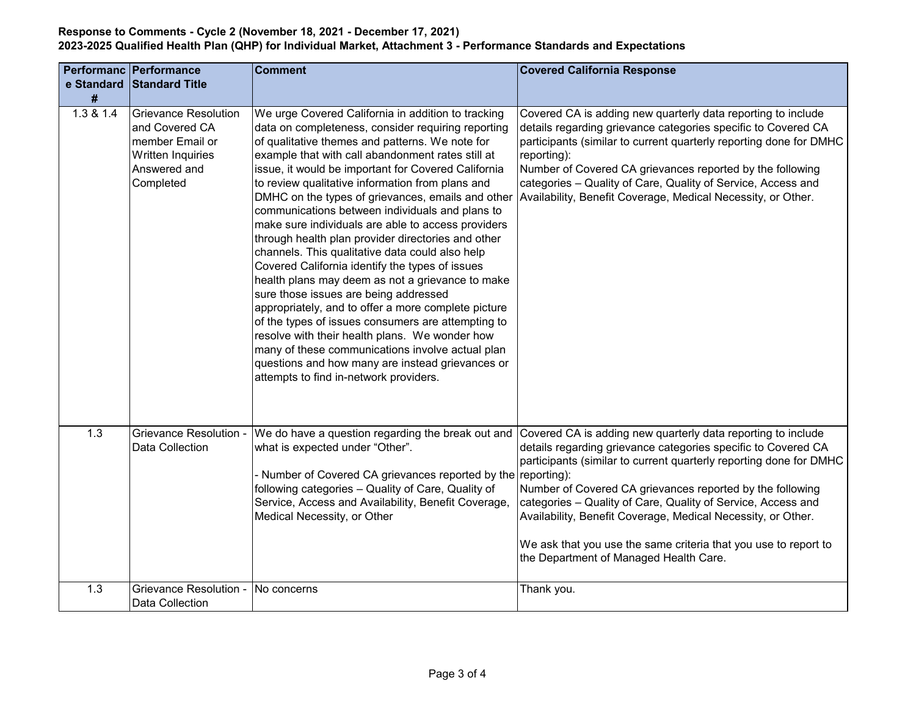**Response to Comments - Cycle 2 (November 18, 2021 - December 17, 2021)**
**2023-2025 Qualified Health Plan (QHP) for Individual Market, Attachment 3 - Performance Standards and Expectations**

| Performance Standard # | Performance Standard Title | Comment | Covered California Response |
|---|---|---|---|
| 1.3 & 1.4 | Grievance Resolution and Covered CA member Email or Written Inquiries Answered and Completed | We urge Covered California in addition to tracking data on completeness, consider requiring reporting of qualitative themes and patterns. We note for example that with call abandonment rates still at issue, it would be important for Covered California to review qualitative information from plans and DMHC on the types of grievances, emails and other communications between individuals and plans to make sure individuals are able to access providers through health plan provider directories and other channels. This qualitative data could also help Covered California identify the types of issues health plans may deem as not a grievance to make sure those issues are being addressed appropriately, and to offer a more complete picture of the types of issues consumers are attempting to resolve with their health plans. We wonder how many of these communications involve actual plan questions and how many are instead grievances or attempts to find in-network providers. | Covered CA is adding new quarterly data reporting to include details regarding grievance categories specific to Covered CA participants (similar to current quarterly reporting done for DMHC reporting):<br>Number of Covered CA grievances reported by the following categories – Quality of Care, Quality of Service, Access and Availability, Benefit Coverage, Medical Necessity, or Other. |
| 1.3 | Grievance Resolution - Data Collection | We do have a question regarding the break out and what is expected under "Other".<br><br>- Number of Covered CA grievances reported by the following categories – Quality of Care, Quality of Service, Access and Availability, Benefit Coverage, Medical Necessity, or Other | Covered CA is adding new quarterly data reporting to include details regarding grievance categories specific to Covered CA participants (similar to current quarterly reporting done for DMHC reporting):<br>Number of Covered CA grievances reported by the following categories – Quality of Care, Quality of Service, Access and Availability, Benefit Coverage, Medical Necessity, or Other.<br><br>We ask that you use the same criteria that you use to report to the Department of Managed Health Care. |
| 1.3 | Grievance Resolution - Data Collection | No concerns | Thank you. |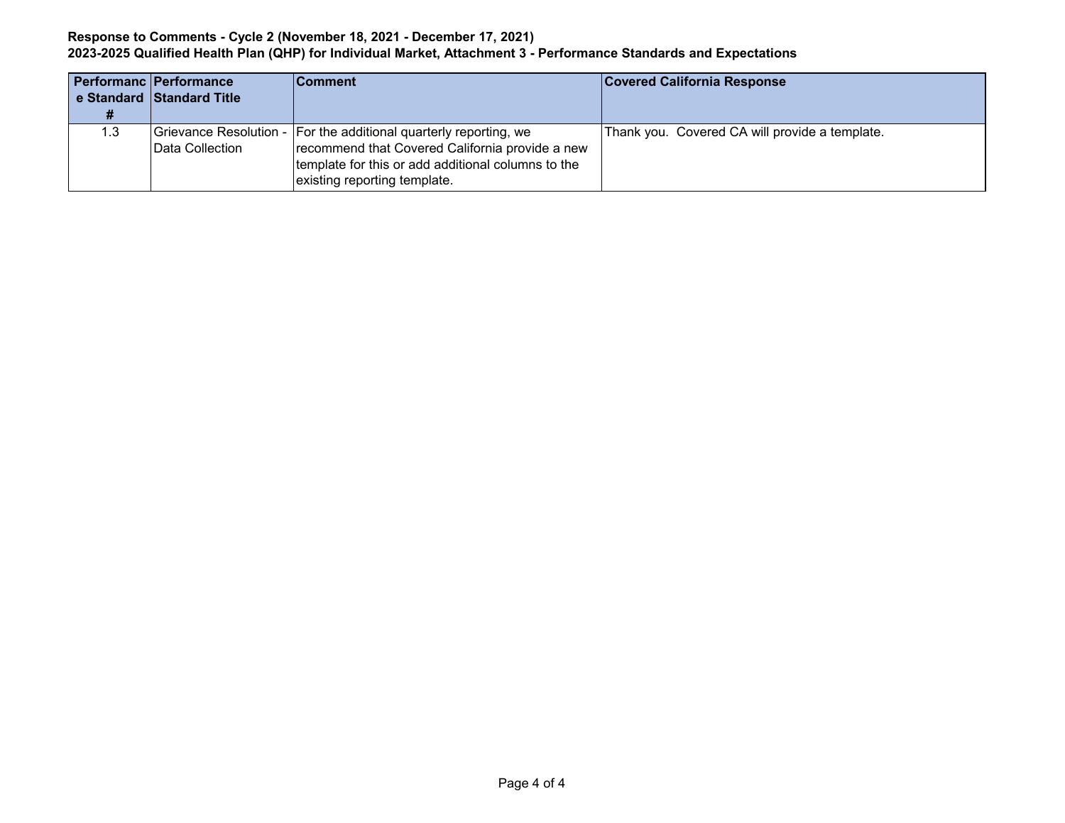**Response to Comments - Cycle 2 (November 18, 2021 - December 17, 2021)**
**2023-2025 Qualified Health Plan (QHP) for Individual Market, Attachment 3 - Performance Standards and Expectations**

| Performance Standard # | Performance Standard Title | Comment | Covered California Response |
|---|---|---|---|
| 1.3 | Grievance Resolution - Data Collection | For the additional quarterly reporting, we recommend that Covered California provide a new template for this or add additional columns to the existing reporting template. | Thank you. Covered CA will provide a template. |